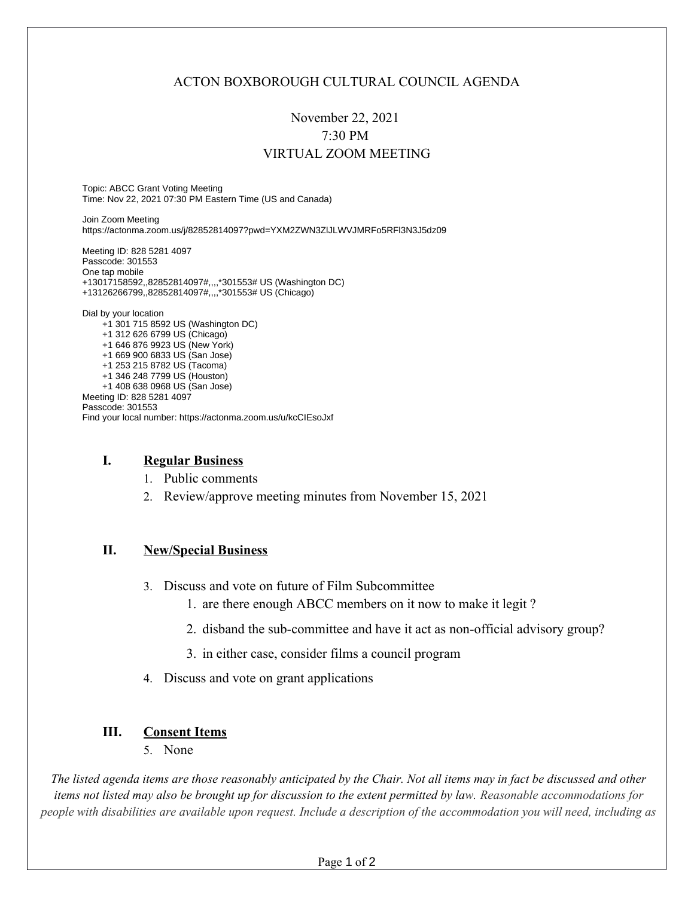# ACTON BOXBOROUGH CULTURAL COUNCIL AGENDA

November 22, 2021
7:30 PM
VIRTUAL ZOOM MEETING

Topic: ABCC Grant Voting Meeting
Time: Nov 22, 2021 07:30 PM Eastern Time (US and Canada)

Join Zoom Meeting
https://actonma.zoom.us/j/82852814097?pwd=YXM2ZWN3ZlJLWVJMRFo5RFl3N3J5dz09

Meeting ID: 828 5281 4097
Passcode: 301553
One tap mobile
+13017158592,,82852814097#,,,,*301553# US (Washington DC)
+13126266799,,82852814097#,,,,*301553# US (Chicago)

Dial by your location
+1 301 715 8592 US (Washington DC)
+1 312 626 6799 US (Chicago)
+1 646 876 9923 US (New York)
+1 669 900 6833 US (San Jose)
+1 253 215 8782 US (Tacoma)
+1 346 248 7799 US (Houston)
+1 408 638 0968 US (San Jose)
Meeting ID: 828 5281 4097
Passcode: 301553
Find your local number: https://actonma.zoom.us/u/kcCIEsoJxf

## I. Regular Business

1. Public comments
2. Review/approve meeting minutes from November 15, 2021

## II. New/Special Business

3. Discuss and vote on future of Film Subcommittee
    1. are there enough ABCC members on it now to make it legit ?
    2. disband the sub-committee and have it act as non-official advisory group?
    3. in either case, consider films a council program
4. Discuss and vote on grant applications

## III. Consent Items

5. None

*The listed agenda items are those reasonably anticipated by the Chair. Not all items may in fact be discussed and other items not listed may also be brought up for discussion to the extent permitted by law. Reasonable accommodations for people with disabilities are available upon request. Include a description of the accommodation you will need, including as*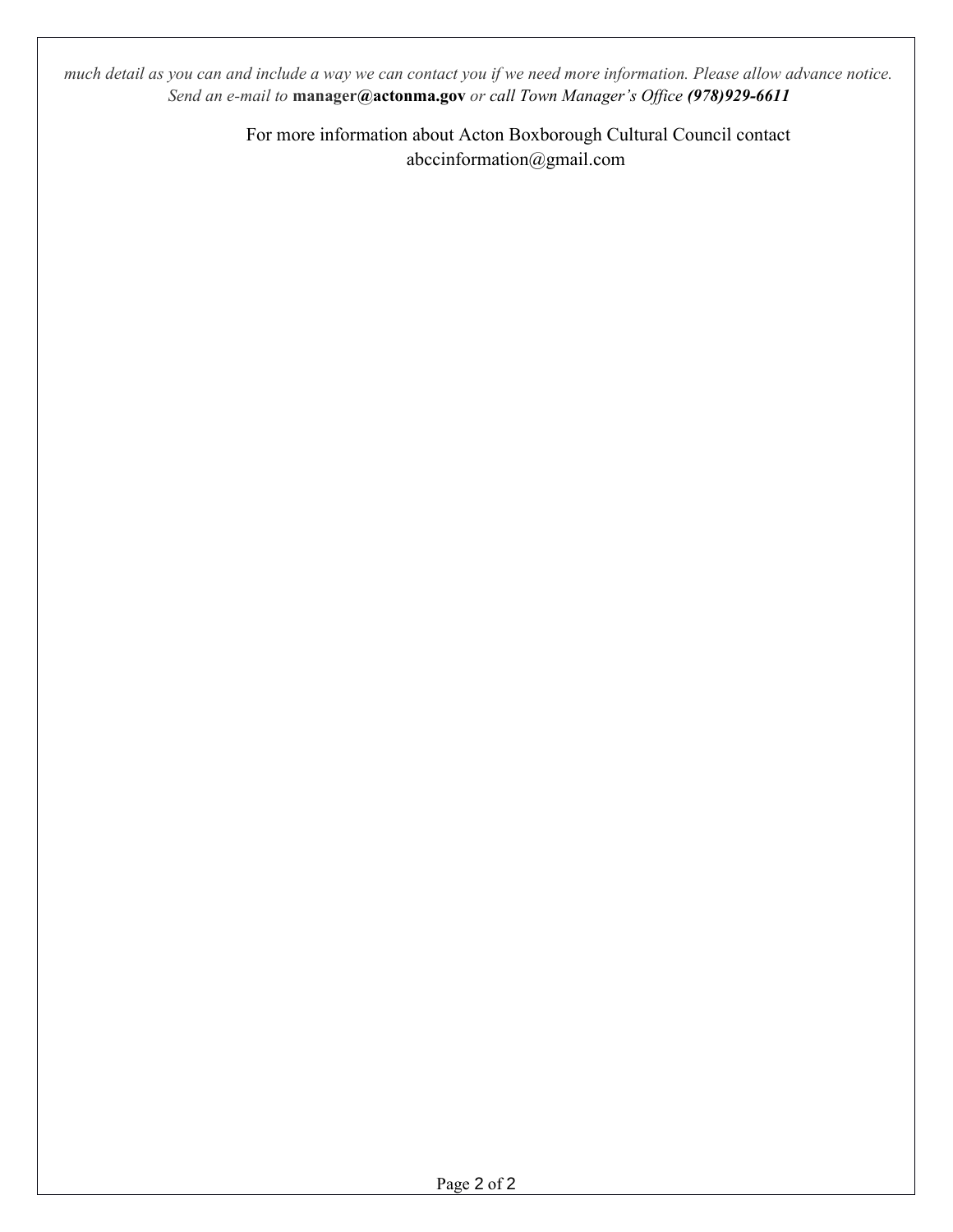*much detail as you can and include a way we can contact you if we need more information. Please allow advance notice. Send an e-mail to* **manager@actonma.gov** *or call Town Manager's Office* ***(978)929-6611***

For more information about Acton Boxborough Cultural Council contact abccinformation@gmail.com